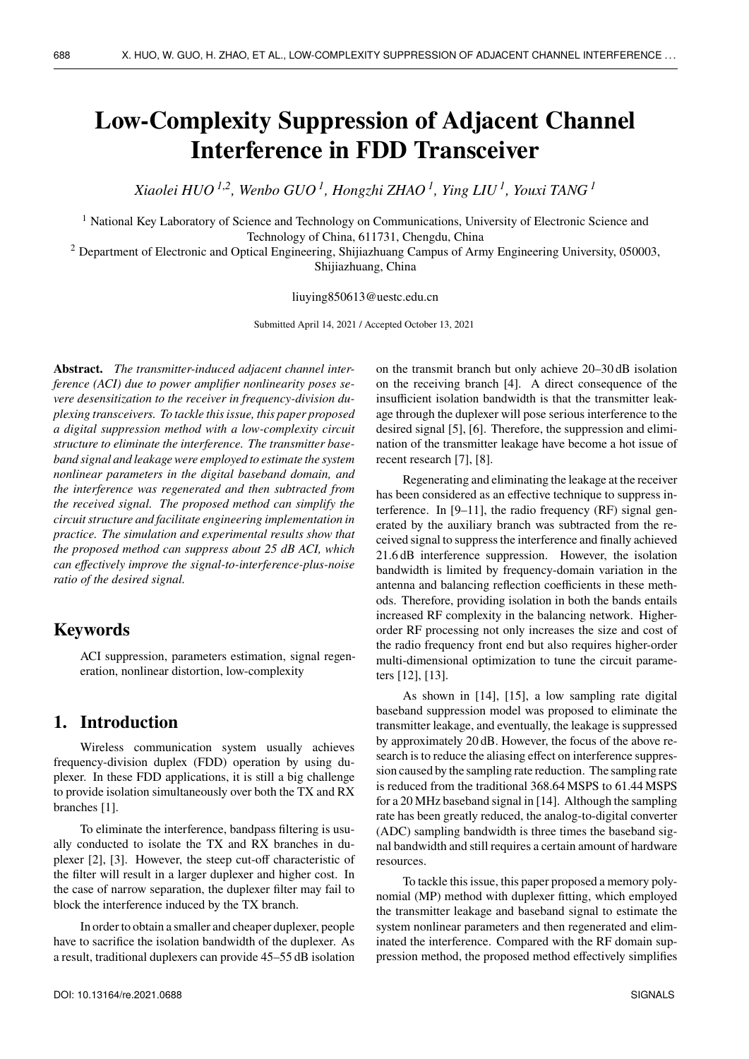# Low-Complexity Suppression of Adjacent Channel Interference in FDD Transceiver

*Xiaolei HUO [1,2], Wenbo GUO [1], Hongzhi ZHAO [1], Ying LIU [1], Youxi TANG [1]*

[1] National Key Laboratory of Science and Technology on Communications, University of Electronic Science and Technology of China, 611731, Chengdu, China

[2] Department of Electronic and Optical Engineering, Shijiazhuang Campus of Army Engineering University, 050003, Shijiazhuang, China

liuying850613@uestc.edu.cn

Submitted April 14, 2021 / Accepted October 13, 2021

**Abstract.** *The transmitter-induced adjacent channel interference (ACI) due to power amplifier nonlinearity poses severe desensitization to the receiver in frequency-division duplexing transceivers. To tackle this issue, this paper proposed a digital suppression method with a low-complexity circuit structure to eliminate the interference. The transmitter baseband signal and leakage were employed to estimate the system nonlinear parameters in the digital baseband domain, and the interference was regenerated and then subtracted from the received signal. The proposed method can simplify the circuit structure and facilitate engineering implementation in practice. The simulation and experimental results show that the proposed method can suppress about 25 dB ACI, which can effectively improve the signal-to-interference-plus-noise ratio of the desired signal.*

## Keywords

ACI suppression, parameters estimation, signal regeneration, nonlinear distortion, low-complexity

## 1. Introduction

Wireless communication system usually achieves frequency-division duplex (FDD) operation by using duplexer. In these FDD applications, it is still a big challenge to provide isolation simultaneously over both the TX and RX branches [1].

To eliminate the interference, bandpass filtering is usually conducted to isolate the TX and RX branches in duplexer [2], [3]. However, the steep cut-off characteristic of the filter will result in a larger duplexer and higher cost. In the case of narrow separation, the duplexer filter may fail to block the interference induced by the TX branch.

In order to obtain a smaller and cheaper duplexer, people have to sacrifice the isolation bandwidth of the duplexer. As a result, traditional duplexers can provide 45–55 dB isolation on the transmit branch but only achieve 20–30 dB isolation on the receiving branch [4]. A direct consequence of the insufficient isolation bandwidth is that the transmitter leakage through the duplexer will pose serious interference to the desired signal [5], [6]. Therefore, the suppression and elimination of the transmitter leakage have become a hot issue of recent research [7], [8].

Regenerating and eliminating the leakage at the receiver has been considered as an effective technique to suppress interference. In [9–11], the radio frequency (RF) signal generated by the auxiliary branch was subtracted from the received signal to suppress the interference and finally achieved 21.6 dB interference suppression. However, the isolation bandwidth is limited by frequency-domain variation in the antenna and balancing reflection coefficients in these methods. Therefore, providing isolation in both the bands entails increased RF complexity in the balancing network. Higher-order RF processing not only increases the size and cost of the radio frequency front end but also requires higher-order multi-dimensional optimization to tune the circuit parameters [12], [13].

As shown in [14], [15], a low sampling rate digital baseband suppression model was proposed to eliminate the transmitter leakage, and eventually, the leakage is suppressed by approximately 20 dB. However, the focus of the above research is to reduce the aliasing effect on interference suppression caused by the sampling rate reduction. The sampling rate is reduced from the traditional 368.64 MSPS to 61.44 MSPS for a 20 MHz baseband signal in [14]. Although the sampling rate has been greatly reduced, the analog-to-digital converter (ADC) sampling bandwidth is three times the baseband signal bandwidth and still requires a certain amount of hardware resources.

To tackle this issue, this paper proposed a memory polynomial (MP) method with duplexer fitting, which employed the transmitter leakage and baseband signal to estimate the system nonlinear parameters and then regenerated and eliminated the interference. Compared with the RF domain suppression method, the proposed method effectively simplifies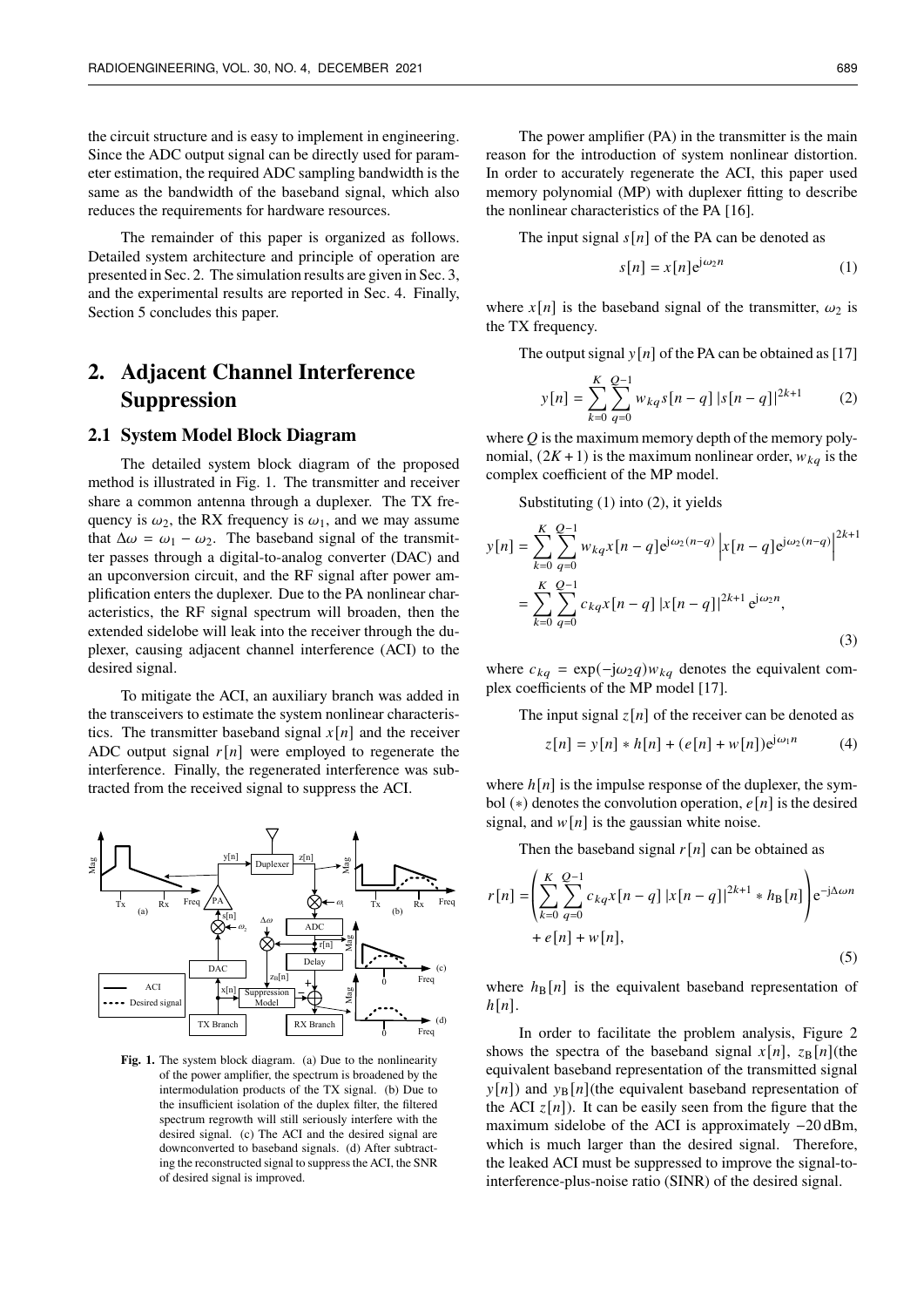the circuit structure and is easy to implement in engineering. Since the ADC output signal can be directly used for parameter estimation, the required ADC sampling bandwidth is the same as the bandwidth of the baseband signal, which also reduces the requirements for hardware resources.

The remainder of this paper is organized as follows. Detailed system architecture and principle of operation are presented in Sec. 2. The simulation results are given in Sec. 3, and the experimental results are reported in Sec. 4. Finally, Section 5 concludes this paper.

## 2. Adjacent Channel Interference Suppression

### 2.1 System Model Block Diagram

The detailed system block diagram of the proposed method is illustrated in Fig. 1. The transmitter and receiver share a common antenna through a duplexer. The TX frequency is $\omega_2$, the RX frequency is $\omega_1$, and we may assume that $\Delta\omega = \omega_1 - \omega_2$. The baseband signal of the transmitter passes through a digital-to-analog converter (DAC) and an upconversion circuit, and the RF signal after power amplification enters the duplexer. Due to the PA nonlinear characteristics, the RF signal spectrum will broaden, then the extended sidelobe will leak into the receiver through the duplexer, causing adjacent channel interference (ACI) to the desired signal.

To mitigate the ACI, an auxiliary branch was added in the transceivers to estimate the system nonlinear characteristics. The transmitter baseband signal $x[n]$ and the receiver ADC output signal $r[n]$ were employed to regenerate the interference. Finally, the regenerated interference was subtracted from the received signal to suppress the ACI.

**Fig. 1.** The system block diagram. (a) Due to the nonlinearity of the power amplifier, the spectrum is broadened by the intermodulation products of the TX signal. (b) Due to the insufficient isolation of the duplex filter, the filtered spectrum regrowth will still seriously interfere with the desired signal. (c) The ACI and the desired signal are downconverted to baseband signals. (d) After subtracting the reconstructed signal to suppress the ACI, the SNR of desired signal is improved.

The power amplifier (PA) in the transmitter is the main reason for the introduction of system nonlinear distortion. In order to accurately regenerate the ACI, this paper used memory polynomial (MP) with duplexer fitting to describe the nonlinear characteristics of the PA [16].

The input signal $s[n]$ of the PA can be denoted as

$$s[n] = x[n]\mathrm{e}^{\mathrm{j}\omega_2 n} \tag{1}$$

where $x[n]$ is the baseband signal of the transmitter, $\omega_2$ is the TX frequency.

The output signal $y[n]$ of the PA can be obtained as [17]

$$y[n] = \sum_{k=0}^{K}\sum_{q=0}^{Q-1} w_{kq}s[n-q]\,|s[n-q]|^{2k+1} \tag{2}$$

where $Q$ is the maximum memory depth of the memory polynomial, $(2K+1)$ is the maximum nonlinear order, $w_{kq}$ is the complex coefficient of the MP model.

Substituting (1) into (2), it yields

$$\begin{aligned} y[n] &= \sum_{k=0}^{K}\sum_{q=0}^{Q-1} w_{kq}x[n-q]\mathrm{e}^{\mathrm{j}\omega_2(n-q)}\left|x[n-q]\mathrm{e}^{\mathrm{j}\omega_2(n-q)}\right|^{2k+1} \\ &= \sum_{k=0}^{K}\sum_{q=0}^{Q-1} c_{kq}x[n-q]\,|x[n-q]|^{2k+1}\,\mathrm{e}^{\mathrm{j}\omega_2 n}, \end{aligned} \tag{3}$$

where $c_{kq} = \exp(-\mathrm{j}\omega_2 q)w_{kq}$ denotes the equivalent complex coefficients of the MP model [17].

The input signal $z[n]$ of the receiver can be denoted as

$$z[n] = y[n] * h[n] + (e[n] + w[n])\mathrm{e}^{\mathrm{j}\omega_1 n} \tag{4}$$

where $h[n]$ is the impulse response of the duplexer, the symbol $(*)$ denotes the convolution operation, $e[n]$ is the desired signal, and $w[n]$ is the gaussian white noise.

Then the baseband signal $r[n]$ can be obtained as

$$\begin{aligned} r[n] =& \left(\sum_{k=0}^{K}\sum_{q=0}^{Q-1} c_{kq}x[n-q]\,|x[n-q]|^{2k+1} * h_{\mathrm{B}}[n]\right)\mathrm{e}^{-\mathrm{j}\Delta\omega n} \\ &+ e[n] + w[n], \end{aligned} \tag{5}$$

where $h_{\mathrm{B}}[n]$ is the equivalent baseband representation of $h[n]$.

In order to facilitate the problem analysis, Figure 2 shows the spectra of the baseband signal $x[n]$, $z_{\mathrm{B}}[n]$(the equivalent baseband representation of the transmitted signal $y[n]$) and $y_{\mathrm{B}}[n]$(the equivalent baseband representation of the ACI $z[n]$). It can be easily seen from the figure that the maximum sidelobe of the ACI is approximately −20 dBm, which is much larger than the desired signal. Therefore, the leaked ACI must be suppressed to improve the signal-to-interference-plus-noise ratio (SINR) of the desired signal.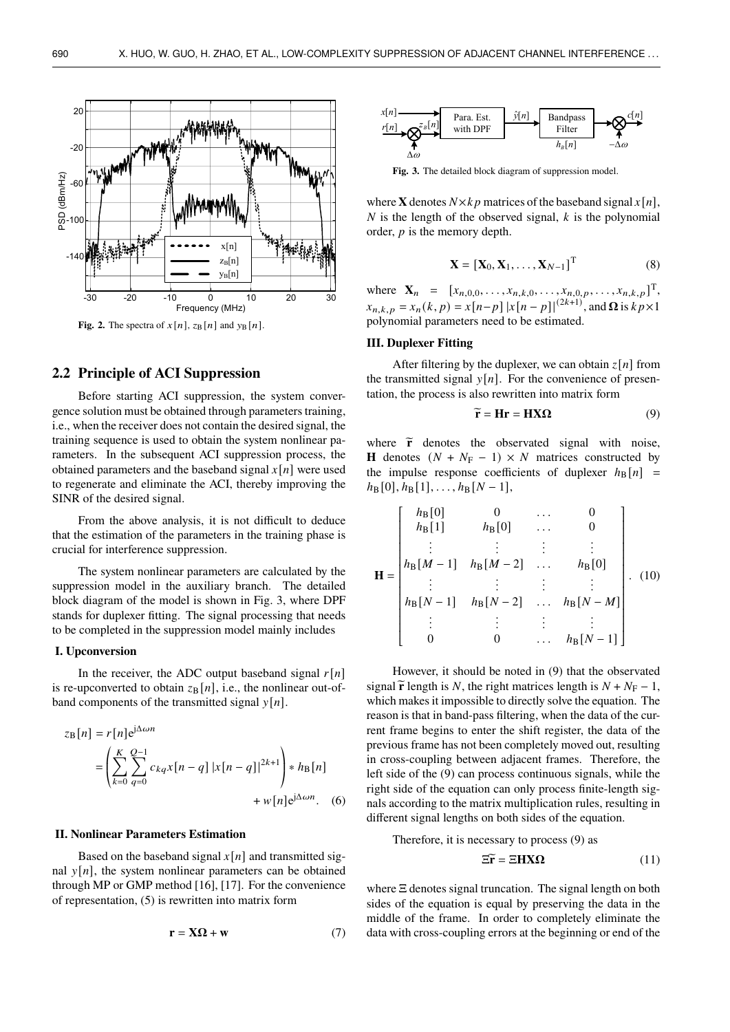Fig. 2. The spectra of $x[n]$, $z_B[n]$ and $y_B[n]$.

## 2.2 Principle of ACI Suppression

Before starting ACI suppression, the system convergence solution must be obtained through parameters training, i.e., when the receiver does not contain the desired signal, the training sequence is used to obtain the system nonlinear parameters. In the subsequent ACI suppression process, the obtained parameters and the baseband signal $x[n]$ were used to regenerate and eliminate the ACI, thereby improving the SINR of the desired signal.

From the above analysis, it is not difficult to deduce that the estimation of the parameters in the training phase is crucial for interference suppression.

The system nonlinear parameters are calculated by the suppression model in the auxiliary branch. The detailed block diagram of the model is shown in Fig. 3, where DPF stands for duplexer fitting. The signal processing that needs to be completed in the suppression model mainly includes

### I. Upconversion

In the receiver, the ADC output baseband signal $r[n]$ is re-upconverted to obtain $z_B[n]$, i.e., the nonlinear out-of-band components of the transmitted signal $y[n]$.

$$z_B[n] = r[n]e^{j\Delta\omega n} = \left(\sum_{k=0}^{K}\sum_{q=0}^{Q-1} c_{kq}x[n-q]\,|x[n-q]|^{2k+1}\right) * h_B[n] + w[n]e^{j\Delta\omega n}. \quad (6)$$

### II. Nonlinear Parameters Estimation

Based on the baseband signal $x[n]$ and transmitted signal $y[n]$, the system nonlinear parameters can be obtained through MP or GMP method [16], [17]. For the convenience of representation, (5) is rewritten into matrix form

$$\mathbf{r} = \mathbf{X}\boldsymbol{\Omega} + \mathbf{w} \quad (7)$$

Fig. 3. The detailed block diagram of suppression model.

where $\mathbf{X}$ denotes $N \times kp$ matrices of the baseband signal $x[n]$, $N$ is the length of the observed signal, $k$ is the polynomial order, $p$ is the memory depth.

$$\mathbf{X} = [\mathbf{X}_0, \mathbf{X}_1, \ldots, \mathbf{X}_{N-1}]^{\mathrm{T}} \quad (8)$$

where $\mathbf{X}_n = [x_{n,0,0}, \ldots, x_{n,k,0}, \ldots, x_{n,0,p}, \ldots, x_{n,k,p}]^{\mathrm{T}}$, $x_{n,k,p} = x_n(k,p) = x[n-p]\,|x[n-p]|^{(2k+1)}$, and $\boldsymbol{\Omega}$ is $kp \times 1$ polynomial parameters need to be estimated.

### III. Duplexer Fitting

After filtering by the duplexer, we can obtain $z[n]$ from the transmitted signal $y[n]$. For the convenience of presentation, the process is also rewritten into matrix form

$$\widetilde{\mathbf{r}} = \mathbf{H}\mathbf{r} = \mathbf{H}\mathbf{X}\boldsymbol{\Omega} \quad (9)$$

where $\widetilde{\mathbf{r}}$ denotes the observated signal with noise, $\mathbf{H}$ denotes $(N + N_F - 1) \times N$ matrices constructed by the impulse response coefficients of duplexer $h_B[n] = h_B[0], h_B[1], \ldots, h_B[N-1]$,

$$\mathbf{H} = \begin{bmatrix} h_B[0] & 0 & \ldots & 0 \\ h_B[1] & h_B[0] & \ldots & 0 \\ \vdots & \vdots & \vdots & \vdots \\ h_B[M-1] & h_B[M-2] & \ldots & h_B[0] \\ \vdots & \vdots & \vdots & \vdots \\ h_B[N-1] & h_B[N-2] & \ldots & h_B[N-M] \\ \vdots & \vdots & \vdots & \vdots \\ 0 & 0 & \ldots & h_B[N-1] \end{bmatrix}. \quad (10)$$

However, it should be noted in (9) that the observated signal $\widetilde{\mathbf{r}}$ length is $N$, the right matrices length is $N + N_F - 1$, which makes it impossible to directly solve the equation. The reason is that in band-pass filtering, when the data of the current frame begins to enter the shift register, the data of the previous frame has not been completely moved out, resulting in cross-coupling between adjacent frames. Therefore, the left side of the (9) can process continuous signals, while the right side of the equation can only process finite-length signals according to the matrix multiplication rules, resulting in different signal lengths on both sides of the equation.

Therefore, it is necessary to process (9) as

$$\Xi\widetilde{\mathbf{r}} = \Xi\mathbf{H}\mathbf{X}\boldsymbol{\Omega} \quad (11)$$

where $\Xi$ denotes signal truncation. The signal length on both sides of the equation is equal by preserving the data in the middle of the frame. In order to completely eliminate the data with cross-coupling errors at the beginning or end of the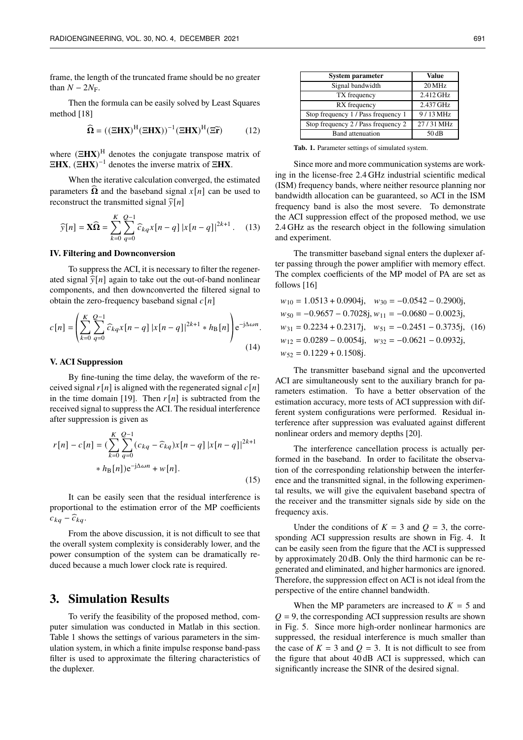frame, the length of the truncated frame should be no greater than $N - 2N_{\mathrm{F}}$.

Then the formula can be easily solved by Least Squares method [18]

$$\widehat{\mathbf{\Omega}} = ((\Xi\mathbf{HX})^{\mathrm{H}}(\Xi\mathbf{HX}))^{-1}(\Xi\mathbf{HX})^{\mathrm{H}}(\Xi\widehat{\mathbf{r}}) \tag{12}$$

where $(\Xi\mathbf{HX})^{\mathrm{H}}$ denotes the conjugate transpose matrix of $\Xi\mathbf{HX}$, $(\Xi\mathbf{HX})^{-1}$ denotes the inverse matrix of $\Xi\mathbf{HX}$.

When the iterative calculation converged, the estimated parameters $\widehat{\mathbf{\Omega}}$ and the baseband signal $x[n]$ can be used to reconstruct the transmitted signal $\widehat{y}[n]$

$$\widehat{y}[n] = \mathbf{X}\widehat{\mathbf{\Omega}} = \sum_{k=0}^{K}\sum_{q=0}^{Q-1}\widehat{c}_{kq}x[n-q]\,|x[n-q]|^{2k+1}. \tag{13}$$

### IV. Filtering and Downconversion

To suppress the ACI, it is necessary to filter the regenerated signal $\widehat{y}[n]$ again to take out the out-of-band nonlinear components, and then downconverted the filtered signal to obtain the zero-frequency baseband signal $c[n]$

$$c[n] = \left(\sum_{k=0}^{K}\sum_{q=0}^{Q-1}\widehat{c}_{kq}x[n-q]\,|x[n-q]|^{2k+1} * h_{\mathrm{B}}[n]\right)\mathrm{e}^{-\mathrm{j}\Delta\omega n}. \tag{14}$$

### V. ACI Suppression

By fine-tuning the time delay, the waveform of the received signal $r[n]$ is aligned with the regenerated signal $c[n]$ in the time domain [19]. Then $r[n]$ is subtracted from the received signal to suppress the ACI. The residual interference after suppression is given as

$$\begin{aligned} r[n] - c[n] = (&\sum_{k=0}^{K}\sum_{q=0}^{Q-1}(c_{kq} - \widehat{c}_{kq})x[n-q]\,|x[n-q]|^{2k+1} \\ &* h_{\mathrm{B}}[n])\mathrm{e}^{-\mathrm{j}\Delta\omega n} + w[n]. \end{aligned} \tag{15}$$

It can be easily seen that the residual interference is proportional to the estimation error of the MP coefficients $c_{kq} - \widehat{c}_{kq}$.

From the above discussion, it is not difficult to see that the overall system complexity is considerably lower, and the power consumption of the system can be dramatically reduced because a much lower clock rate is required.

## 3. Simulation Results

To verify the feasibility of the proposed method, computer simulation was conducted in Matlab in this section. Table 1 shows the settings of various parameters in the simulation system, in which a finite impulse response band-pass filter is used to approximate the filtering characteristics of the duplexer.

| System parameter | Value |
|---|---|
| Signal bandwidth | 20 MHz |
| TX frequency | 2.412 GHz |
| RX frequency | 2.437 GHz |
| Stop frequency 1 / Pass frequency 1 | 9 / 13 MHz |
| Stop frequency 2 / Pass frequency 2 | 27 / 31 MHz |
| Band attenuation | 50 dB |

**Tab. 1.** Parameter settings of simulated system.

Since more and more communication systems are working in the license-free 2.4 GHz industrial scientific medical (ISM) frequency bands, where neither resource planning nor bandwidth allocation can be guaranteed, so ACI in the ISM frequency band is also the most severe. To demonstrate the ACI suppression effect of the proposed method, we use 2.4 GHz as the research object in the following simulation and experiment.

The transmitter baseband signal enters the duplexer after passing through the power amplifier with memory effect. The complex coefficients of the MP model of PA are set as follows [16]

$$\begin{aligned} &w_{10} = 1.0513 + 0.0904\mathrm{j}, \quad w_{30} = -0.0542 - 0.2900\mathrm{j}, \\ &w_{50} = -0.9657 - 0.7028\mathrm{j}, w_{11} = -0.0680 - 0.0023\mathrm{j}, \\ &w_{31} = 0.2234 + 0.2317\mathrm{j}, \quad w_{51} = -0.2451 - 0.3735\mathrm{j}, \\ &w_{12} = 0.0289 - 0.0054\mathrm{j}, \quad w_{32} = -0.0621 - 0.0932\mathrm{j}, \\ &w_{52} = 0.1229 + 0.1508\mathrm{j}. \end{aligned} \tag{16}$$

The transmitter baseband signal and the upconverted ACI are simultaneously sent to the auxiliary branch for parameters estimation. To have a better observation of the estimation accuracy, more tests of ACI suppression with different system configurations were performed. Residual interference after suppression was evaluated against different nonlinear orders and memory depths [20].

The interference cancellation process is actually performed in the baseband. In order to facilitate the observation of the corresponding relationship between the interference and the transmitted signal, in the following experimental results, we will give the equivalent baseband spectra of the receiver and the transmitter signals side by side on the frequency axis.

Under the conditions of $K = 3$ and $Q = 3$, the corresponding ACI suppression results are shown in Fig. 4. It can be easily seen from the figure that the ACI is suppressed by approximately 20 dB. Only the third harmonic can be regenerated and eliminated, and higher harmonics are ignored. Therefore, the suppression effect on ACI is not ideal from the perspective of the entire channel bandwidth.

When the MP parameters are increased to $K = 5$ and $Q = 9$, the corresponding ACI suppression results are shown in Fig. 5. Since more high-order nonlinear harmonics are suppressed, the residual interference is much smaller than the case of $K = 3$ and $Q = 3$. It is not difficult to see from the figure that about 40 dB ACI is suppressed, which can significantly increase the SINR of the desired signal.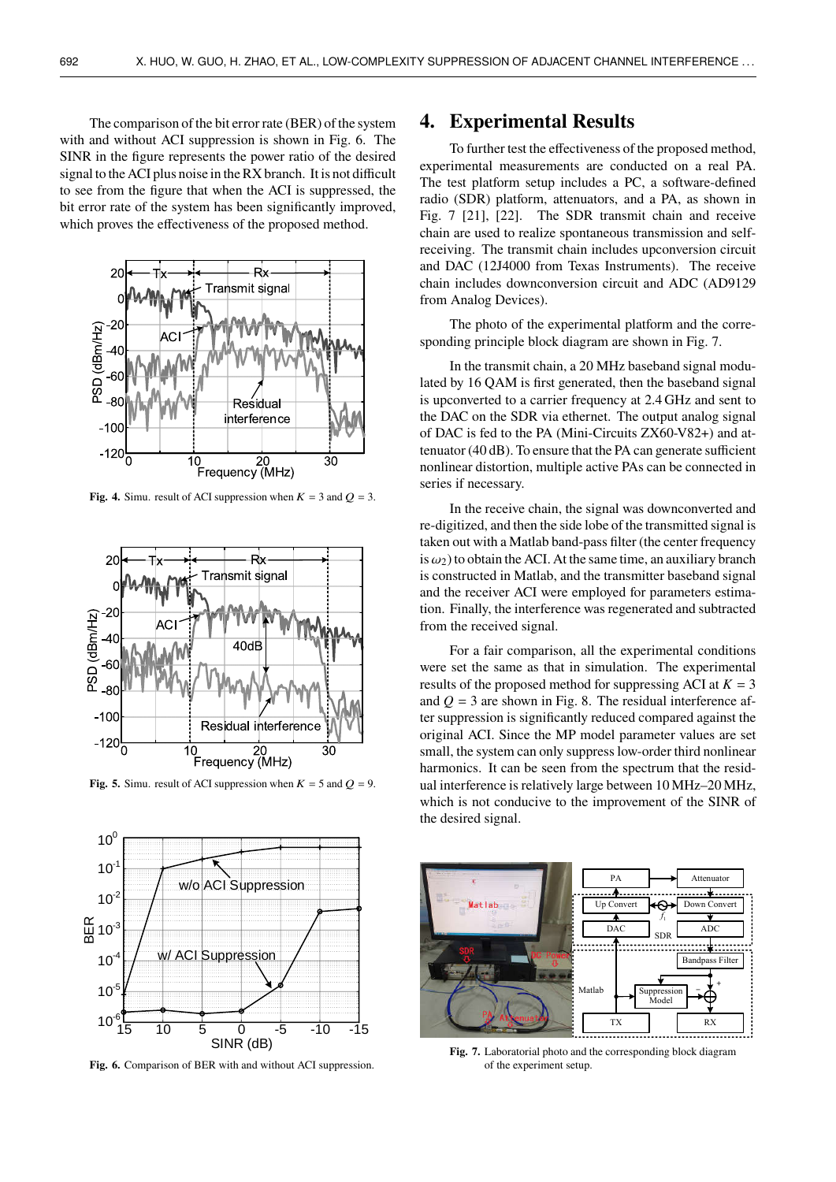The comparison of the bit error rate (BER) of the system with and without ACI suppression is shown in Fig. 6. The SINR in the figure represents the power ratio of the desired signal to the ACI plus noise in the RX branch. It is not difficult to see from the figure that when the ACI is suppressed, the bit error rate of the system has been significantly improved, which proves the effectiveness of the proposed method.

**Fig. 4.** Simu. result of ACI suppression when $K = 3$ and $Q = 3$.

**Fig. 5.** Simu. result of ACI suppression when $K = 5$ and $Q = 9$.

**Fig. 6.** Comparison of BER with and without ACI suppression.

# 4. Experimental Results

To further test the effectiveness of the proposed method, experimental measurements are conducted on a real PA. The test platform setup includes a PC, a software-defined radio (SDR) platform, attenuators, and a PA, as shown in Fig. 7 [21], [22]. The SDR transmit chain and receive chain are used to realize spontaneous transmission and self-receiving. The transmit chain includes upconversion circuit and DAC (12J4000 from Texas Instruments). The receive chain includes downconversion circuit and ADC (AD9129 from Analog Devices).

The photo of the experimental platform and the corresponding principle block diagram are shown in Fig. 7.

In the transmit chain, a 20 MHz baseband signal modulated by 16 QAM is first generated, then the baseband signal is upconverted to a carrier frequency at 2.4 GHz and sent to the DAC on the SDR via ethernet. The output analog signal of DAC is fed to the PA (Mini-Circuits ZX60-V82+) and attenuator (40 dB). To ensure that the PA can generate sufficient nonlinear distortion, multiple active PAs can be connected in series if necessary.

In the receive chain, the signal was downconverted and re-digitized, and then the side lobe of the transmitted signal is taken out with a Matlab band-pass filter (the center frequency is $\omega_2$) to obtain the ACI. At the same time, an auxiliary branch is constructed in Matlab, and the transmitter baseband signal and the receiver ACI were employed for parameters estimation. Finally, the interference was regenerated and subtracted from the received signal.

For a fair comparison, all the experimental conditions were set the same as that in simulation. The experimental results of the proposed method for suppressing ACI at $K = 3$ and $Q = 3$ are shown in Fig. 8. The residual interference after suppression is significantly reduced compared against the original ACI. Since the MP model parameter values are set small, the system can only suppress low-order third nonlinear harmonics. It can be seen from the spectrum that the residual interference is relatively large between 10 MHz–20 MHz, which is not conducive to the improvement of the SINR of the desired signal.

**Fig. 7.** Laboratorial photo and the corresponding block diagram of the experiment setup.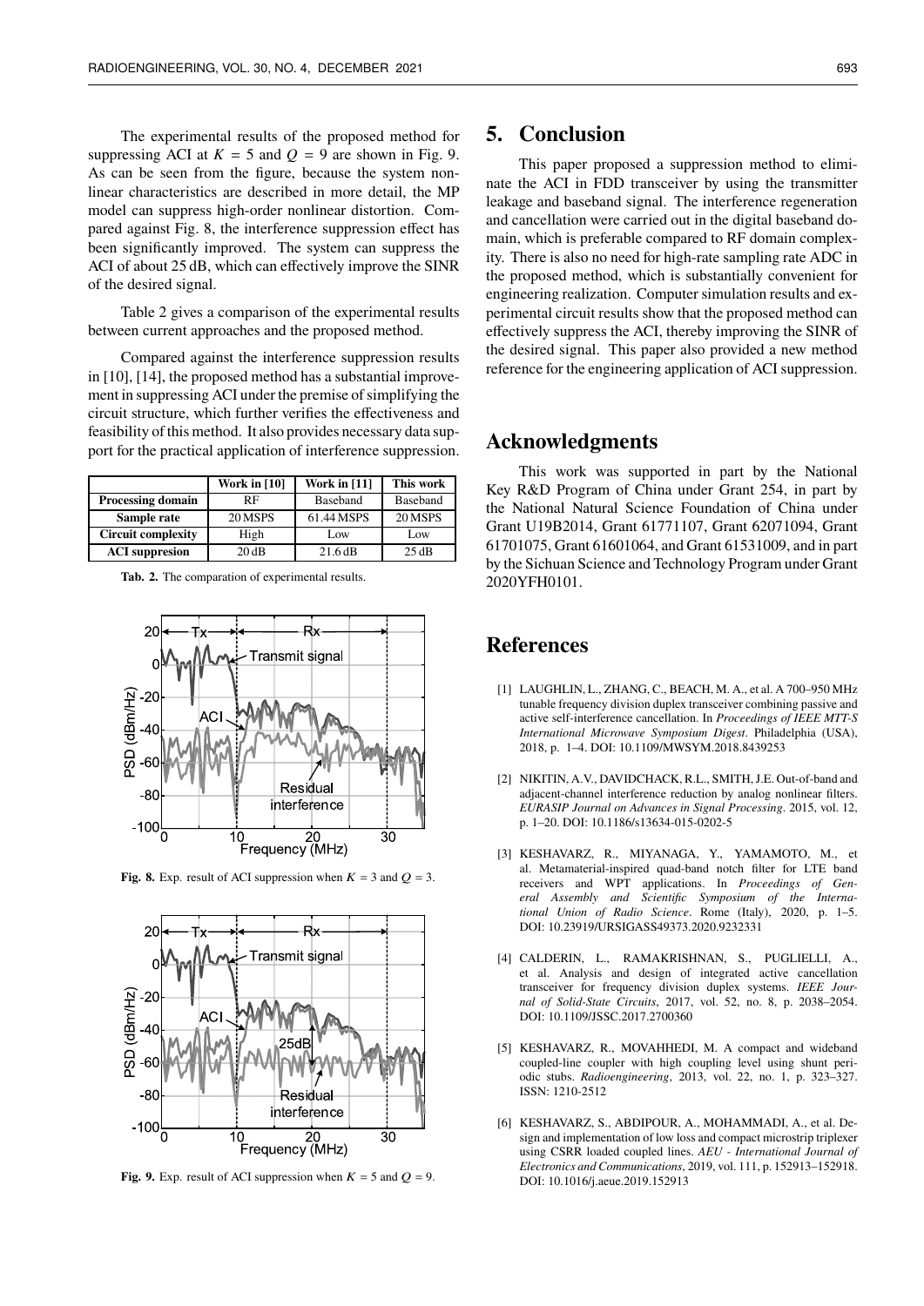The experimental results of the proposed method for suppressing ACI at $K = 5$ and $Q = 9$ are shown in Fig. 9. As can be seen from the figure, because the system nonlinear characteristics are described in more detail, the MP model can suppress high-order nonlinear distortion. Compared against Fig. 8, the interference suppression effect has been significantly improved. The system can suppress the ACI of about 25 dB, which can effectively improve the SINR of the desired signal.

Table 2 gives a comparison of the experimental results between current approaches and the proposed method.

Compared against the interference suppression results in [10], [14], the proposed method has a substantial improvement in suppressing ACI under the premise of simplifying the circuit structure, which further verifies the effectiveness and feasibility of this method. It also provides necessary data support for the practical application of interference suppression.

| | Work in [10] | Work in [11] | This work |
|---|---|---|---|
| **Processing domain** | RF | Baseband | Baseband |
| **Sample rate** | 20 MSPS | 61.44 MSPS | 20 MSPS |
| **Circuit complexity** | High | Low | Low |
| **ACI suppression** | 20 dB | 21.6 dB | 25 dB |

**Tab. 2.** The comparation of experimental results.

**Fig. 8.** Exp. result of ACI suppression when $K = 3$ and $Q = 3$.

**Fig. 9.** Exp. result of ACI suppression when $K = 5$ and $Q = 9$.

## 5. Conclusion

This paper proposed a suppression method to eliminate the ACI in FDD transceiver by using the transmitter leakage and baseband signal. The interference regeneration and cancellation were carried out in the digital baseband domain, which is preferable compared to RF domain complexity. There is also no need for high-rate sampling rate ADC in the proposed method, which is substantially convenient for engineering realization. Computer simulation results and experimental circuit results show that the proposed method can effectively suppress the ACI, thereby improving the SINR of the desired signal. This paper also provided a new method reference for the engineering application of ACI suppression.

## Acknowledgments

This work was supported in part by the National Key R&D Program of China under Grant 254, in part by the National Natural Science Foundation of China under Grant U19B2014, Grant 61771107, Grant 62071094, Grant 61701075, Grant 61601064, and Grant 61531009, and in part by the Sichuan Science and Technology Program under Grant 2020YFH0101.

## References

[1] LAUGHLIN, L., ZHANG, C., BEACH, M. A., et al. A 700–950 MHz tunable frequency division duplex transceiver combining passive and active self-interference cancellation. In *Proceedings of IEEE MTT-S International Microwave Symposium Digest*. Philadelphia (USA), 2018, p. 1–4. DOI: 10.1109/MWSYM.2018.8439253

[2] NIKITIN, A.V., DAVIDCHACK, R.L., SMITH, J.E. Out-of-band and adjacent-channel interference reduction by analog nonlinear filters. *EURASIP Journal on Advances in Signal Processing*. 2015, vol. 12, p. 1–20. DOI: 10.1186/s13634-015-0202-5

[3] KESHAVARZ, R., MIYANAGA, Y., YAMAMOTO, M., et al. Metamaterial-inspired quad-band notch filter for LTE band receivers and WPT applications. In *Proceedings of General Assembly and Scientific Symposium of the International Union of Radio Science*. Rome (Italy), 2020, p. 1–5. DOI: 10.23919/URSIGASS49373.2020.9232331

[4] CALDERIN, L., RAMAKRISHNAN, S., PUGLIELLI, A., et al. Analysis and design of integrated active cancellation transceiver for frequency division duplex systems. *IEEE Journal of Solid-State Circuits*, 2017, vol. 52, no. 8, p. 2038–2054. DOI: 10.1109/JSSC.2017.2700360

[5] KESHAVARZ, R., MOVAHHEDI, M. A compact and wideband coupled-line coupler with high coupling level using shunt periodic stubs. *Radioengineering*, 2013, vol. 22, no. 1, p. 323–327. ISSN: 1210-2512

[6] KESHAVARZ, S., ABDIPOUR, A., MOHAMMADI, A., et al. Design and implementation of low loss and compact microstrip triplexer using CSRR loaded coupled lines. *AEU - International Journal of Electronics and Communications*, 2019, vol. 111, p. 152913–152918. DOI: 10.1016/j.aeue.2019.152913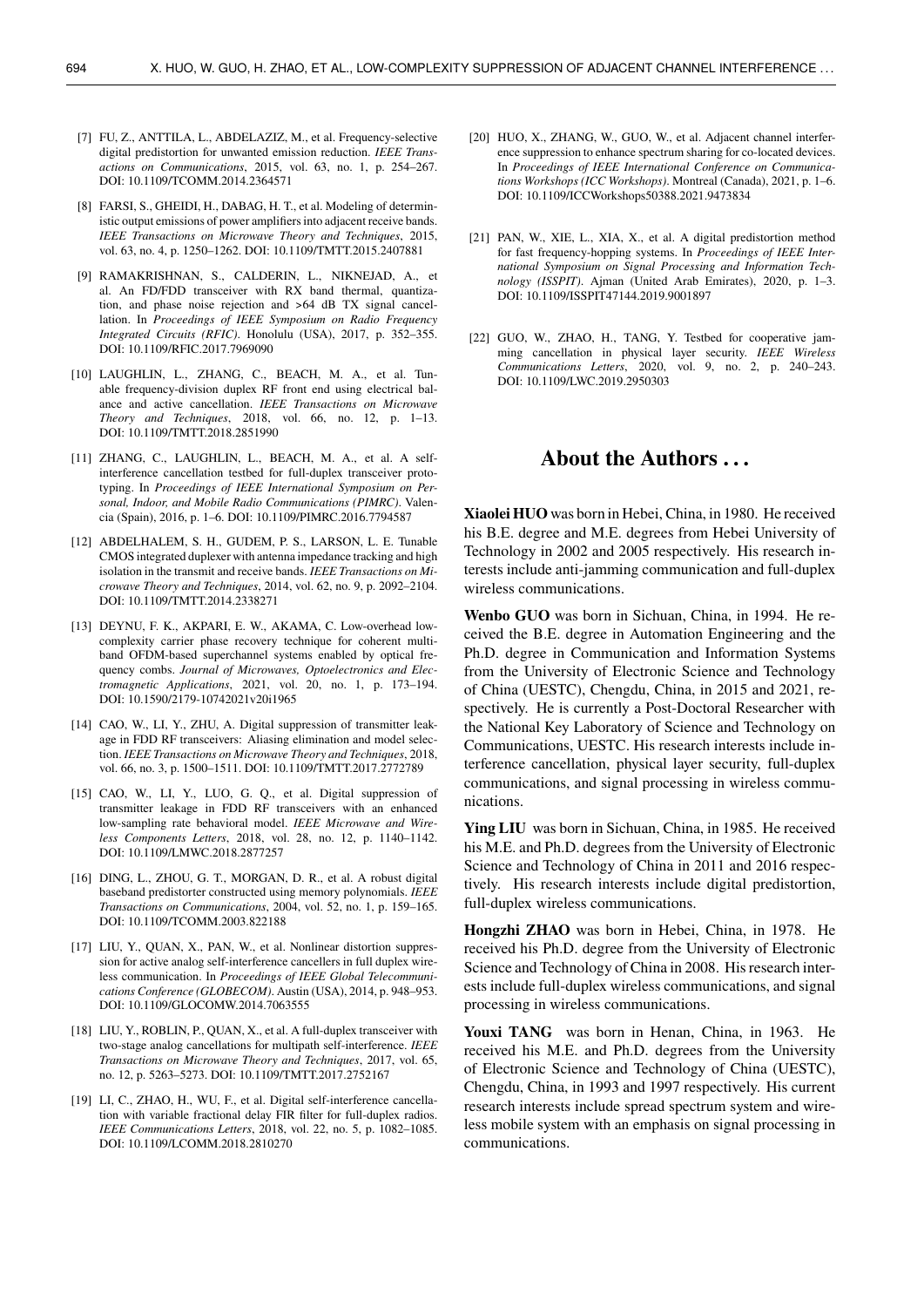[7] FU, Z., ANTTILA, L., ABDELAZIZ, M., et al. Frequency-selective digital predistortion for unwanted emission reduction. *IEEE Transactions on Communications*, 2015, vol. 63, no. 1, p. 254–267. DOI: 10.1109/TCOMM.2014.2364571

[8] FARSI, S., GHEIDI, H., DABAG, H. T., et al. Modeling of deterministic output emissions of power amplifiers into adjacent receive bands. *IEEE Transactions on Microwave Theory and Techniques*, 2015, vol. 63, no. 4, p. 1250–1262. DOI: 10.1109/TMTT.2015.2407881

[9] RAMAKRISHNAN, S., CALDERIN, L., NIKNEJAD, A., et al. An FD/FDD transceiver with RX band thermal, quantization, and phase noise rejection and >64 dB TX signal cancellation. In *Proceedings of IEEE Symposium on Radio Frequency Integrated Circuits (RFIC)*. Honolulu (USA), 2017, p. 352–355. DOI: 10.1109/RFIC.2017.7969090

[10] LAUGHLIN, L., ZHANG, C., BEACH, M. A., et al. Tunable frequency-division duplex RF front end using electrical balance and active cancellation. *IEEE Transactions on Microwave Theory and Techniques*, 2018, vol. 66, no. 12, p. 1–13. DOI: 10.1109/TMTT.2018.2851990

[11] ZHANG, C., LAUGHLIN, L., BEACH, M. A., et al. A self-interference cancellation testbed for full-duplex transceiver prototyping. In *Proceedings of IEEE International Symposium on Personal, Indoor, and Mobile Radio Communications (PIMRC)*. Valencia (Spain), 2016, p. 1–6. DOI: 10.1109/PIMRC.2016.7794587

[12] ABDELHALEM, S. H., GUDEM, P. S., LARSON, L. E. Tunable CMOS integrated duplexer with antenna impedance tracking and high isolation in the transmit and receive bands. *IEEE Transactions on Microwave Theory and Techniques*, 2014, vol. 62, no. 9, p. 2092–2104. DOI: 10.1109/TMTT.2014.2338271

[13] DEYNU, F. K., AKPARI, E. W., AKAMA, C. Low-overhead low-complexity carrier phase recovery technique for coherent multiband OFDM-based superchannel systems enabled by optical frequency combs. *Journal of Microwaves, Optoelectronics and Electromagnetic Applications*, 2021, vol. 20, no. 1, p. 173–194. DOI: 10.1590/2179-10742021v20i1965

[14] CAO, W., LI, Y., ZHU, A. Digital suppression of transmitter leakage in FDD RF transceivers: Aliasing elimination and model selection. *IEEE Transactions on Microwave Theory and Techniques*, 2018, vol. 66, no. 3, p. 1500–1511. DOI: 10.1109/TMTT.2017.2772789

[15] CAO, W., LI, Y., LUO, G. Q., et al. Digital suppression of transmitter leakage in FDD RF transceivers with an enhanced low-sampling rate behavioral model. *IEEE Microwave and Wireless Components Letters*, 2018, vol. 28, no. 12, p. 1140–1142. DOI: 10.1109/LMWC.2018.2877257

[16] DING, L., ZHOU, G. T., MORGAN, D. R., et al. A robust digital baseband predistorter constructed using memory polynomials. *IEEE Transactions on Communications*, 2004, vol. 52, no. 1, p. 159–165. DOI: 10.1109/TCOMM.2003.822188

[17] LIU, Y., QUAN, X., PAN, W., et al. Nonlinear distortion suppression for active analog self-interference cancellers in full duplex wireless communication. In *Proceedings of IEEE Global Telecommunications Conference (GLOBECOM)*. Austin (USA), 2014, p. 948–953. DOI: 10.1109/GLOCOMW.2014.7063555

[18] LIU, Y., ROBLIN, P., QUAN, X., et al. A full-duplex transceiver with two-stage analog cancellations for multipath self-interference. *IEEE Transactions on Microwave Theory and Techniques*, 2017, vol. 65, no. 12, p. 5263–5273. DOI: 10.1109/TMTT.2017.2752167

[19] LI, C., ZHAO, H., WU, F., et al. Digital self-interference cancellation with variable fractional delay FIR filter for full-duplex radios. *IEEE Communications Letters*, 2018, vol. 22, no. 5, p. 1082–1085. DOI: 10.1109/LCOMM.2018.2810270

[20] HUO, X., ZHANG, W., GUO, W., et al. Adjacent channel interference suppression to enhance spectrum sharing for co-located devices. In *Proceedings of IEEE International Conference on Communications Workshops (ICC Workshops)*. Montreal (Canada), 2021, p. 1–6. DOI: 10.1109/ICCWorkshops50388.2021.9473834

[21] PAN, W., XIE, L., XIA, X., et al. A digital predistortion method for fast frequency-hopping systems. In *Proceedings of IEEE International Symposium on Signal Processing and Information Technology (ISSPIT)*. Ajman (United Arab Emirates), 2020, p. 1–3. DOI: 10.1109/ISSPIT47144.2019.9001897

[22] GUO, W., ZHAO, H., TANG, Y. Testbed for cooperative jamming cancellation in physical layer security. *IEEE Wireless Communications Letters*, 2020, vol. 9, no. 2, p. 240–243. DOI: 10.1109/LWC.2019.2950303

## About the Authors . . .

**Xiaolei HUO** was born in Hebei, China, in 1980. He received his B.E. degree and M.E. degrees from Hebei University of Technology in 2002 and 2005 respectively. His research interests include anti-jamming communication and full-duplex wireless communications.

**Wenbo GUO** was born in Sichuan, China, in 1994. He received the B.E. degree in Automation Engineering and the Ph.D. degree in Communication and Information Systems from the University of Electronic Science and Technology of China (UESTC), Chengdu, China, in 2015 and 2021, respectively. He is currently a Post-Doctoral Researcher with the National Key Laboratory of Science and Technology on Communications, UESTC. His research interests include interference cancellation, physical layer security, full-duplex communications, and signal processing in wireless communications.

**Ying LIU** was born in Sichuan, China, in 1985. He received his M.E. and Ph.D. degrees from the University of Electronic Science and Technology of China in 2011 and 2016 respectively. His research interests include digital predistortion, full-duplex wireless communications.

**Hongzhi ZHAO** was born in Hebei, China, in 1978. He received his Ph.D. degree from the University of Electronic Science and Technology of China in 2008. His research interests include full-duplex wireless communications, and signal processing in wireless communications.

**Youxi TANG** was born in Henan, China, in 1963. He received his M.E. and Ph.D. degrees from the University of Electronic Science and Technology of China (UESTC), Chengdu, China, in 1993 and 1997 respectively. His current research interests include spread spectrum system and wireless mobile system with an emphasis on signal processing in communications.